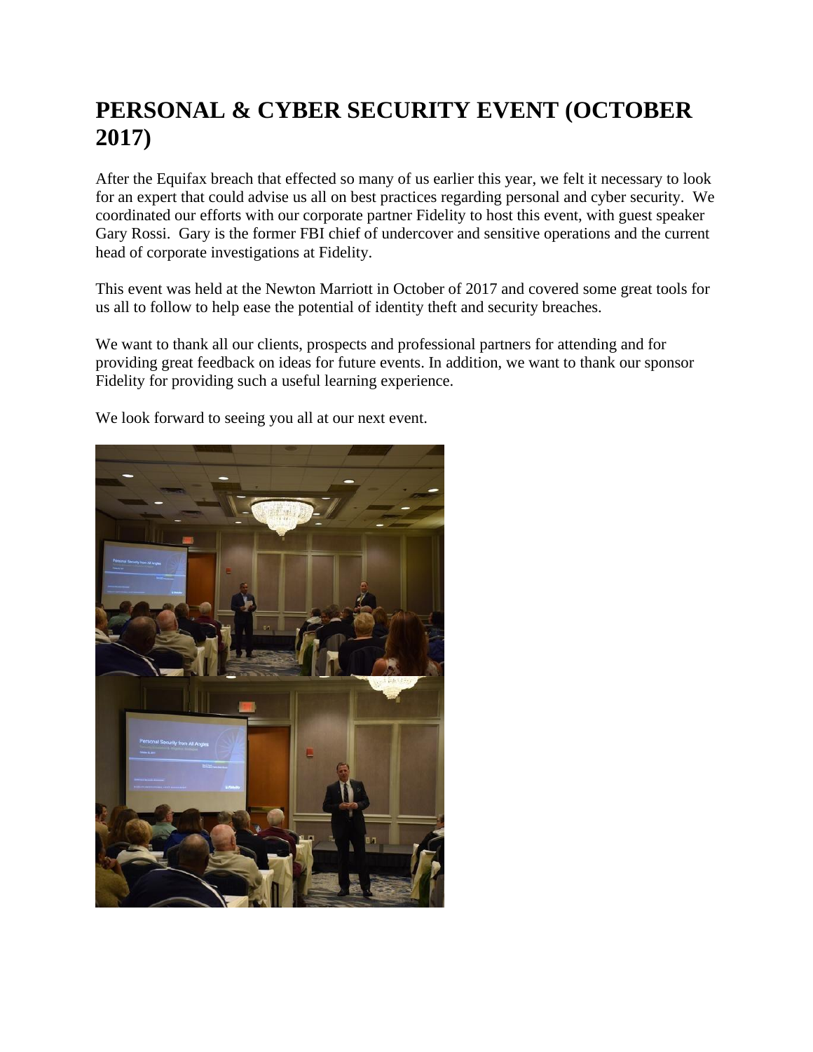# PERSONAL & CYBER SECURITY EVENT (OCTOBER 2017)

After the Equifax breach that effected so many of us earlier this year, we felt it necessary to look for an expert that could advise us all on best practices regarding personal and cyber security. We coordinated our efforts with our corporate partner Fidelity to host this event, with guest speaker Gary Rossi. Gary is the former FBI chief of undercover and sensitive operations and the current head of corporate investigations at Fidelity.

This event was held at the Newton Marriott in October of 2017 and covered some great tools for us all to follow to help ease the potential of identity theft and security breaches.

We want to thank all our clients, prospects and professional partners for attending and for providing great feedback on ideas for future events. In addition, we want to thank our sponsor Fidelity for providing such a useful learning experience.

We look forward to seeing you all at our next event.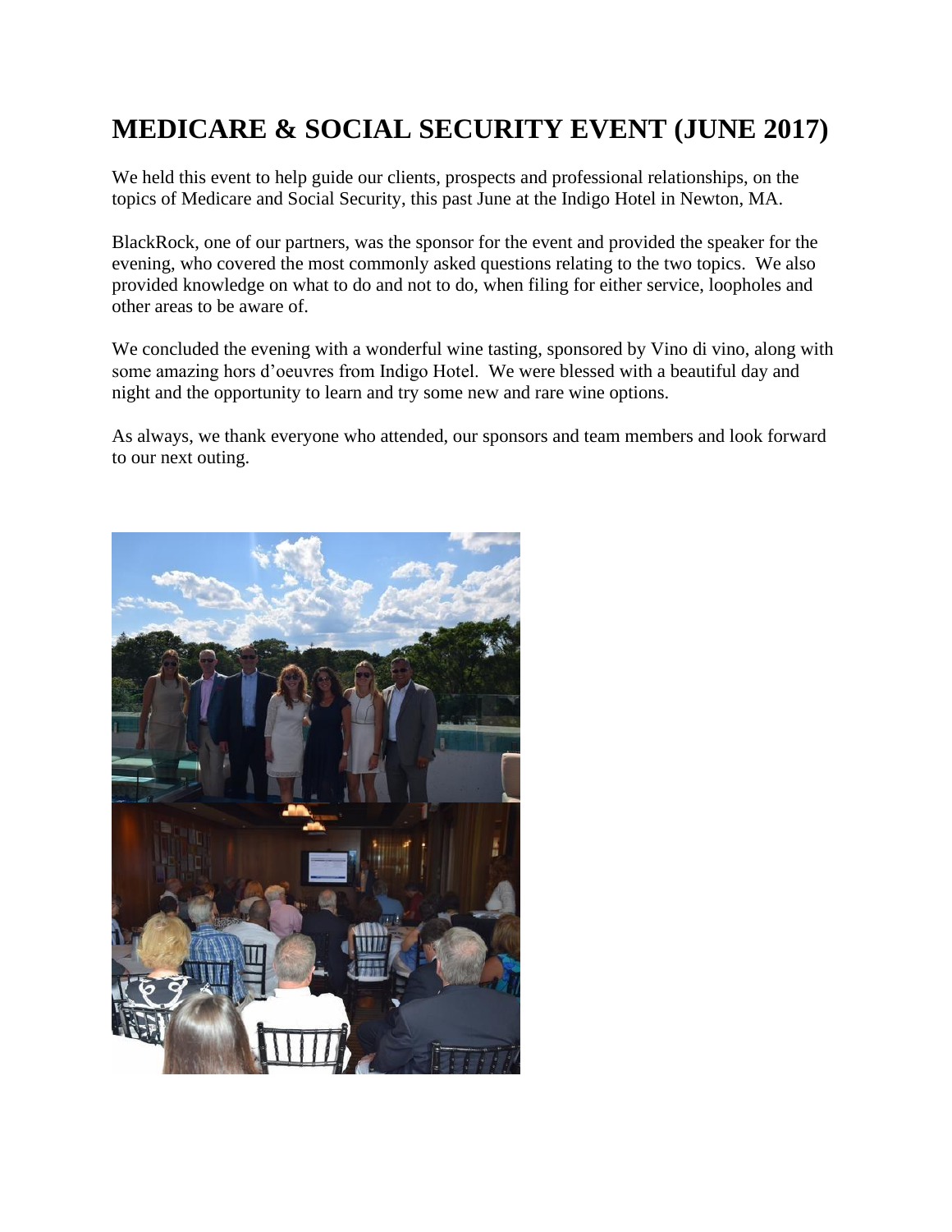# MEDICARE & SOCIAL SECURITY EVENT (JUNE 2017)

We held this event to help guide our clients, prospects and professional relationships, on the topics of Medicare and Social Security, this past June at the Indigo Hotel in Newton, MA.

BlackRock, one of our partners, was the sponsor for the event and provided the speaker for the evening, who covered the most commonly asked questions relating to the two topics. We also provided knowledge on what to do and not to do, when filing for either service, loopholes and other areas to be aware of.

We concluded the evening with a wonderful wine tasting, sponsored by Vino di vino, along with some amazing hors d'oeuvres from Indigo Hotel. We were blessed with a beautiful day and night and the opportunity to learn and try some new and rare wine options.

As always, we thank everyone who attended, our sponsors and team members and look forward to our next outing.